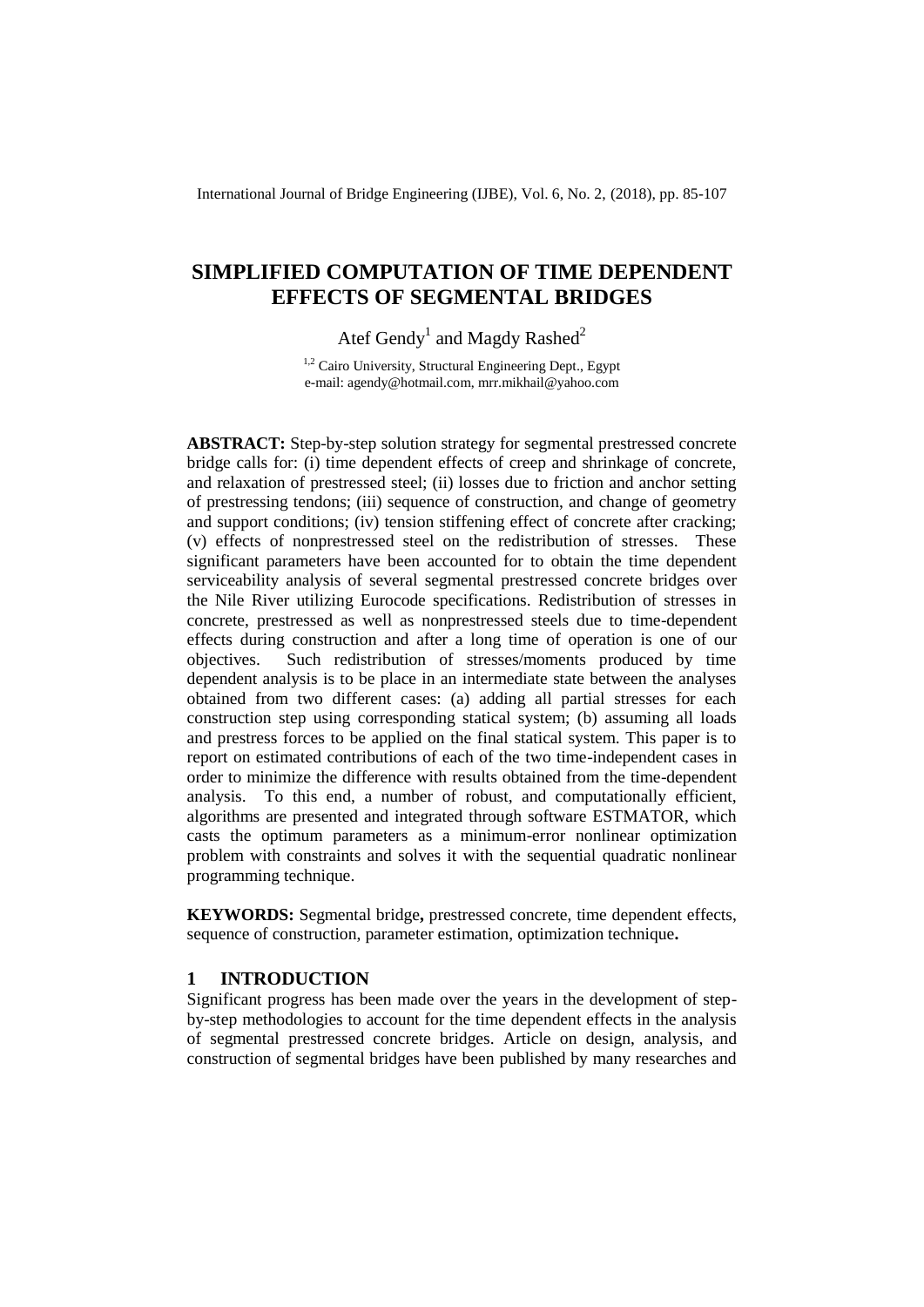# SIMPLIFIED COMPUTATION OF TIME DEPENDENT EFFECTS OF SEGMENTAL BRIDGES

Atef Gendy[1] and Magdy Rashed[2]

[1,2] Cairo University, Structural Engineering Dept., Egypt
e-mail: agendy@hotmail.com, mrr.mikhail@yahoo.com

**ABSTRACT:** Step-by-step solution strategy for segmental prestressed concrete bridge calls for: (i) time dependent effects of creep and shrinkage of concrete, and relaxation of prestressed steel; (ii) losses due to friction and anchor setting of prestressing tendons; (iii) sequence of construction, and change of geometry and support conditions; (iv) tension stiffening effect of concrete after cracking; (v) effects of nonprestressed steel on the redistribution of stresses. These significant parameters have been accounted for to obtain the time dependent serviceability analysis of several segmental prestressed concrete bridges over the Nile River utilizing Eurocode specifications. Redistribution of stresses in concrete, prestressed as well as nonprestressed steels due to time-dependent effects during construction and after a long time of operation is one of our objectives. Such redistribution of stresses/moments produced by time dependent analysis is to be place in an intermediate state between the analyses obtained from two different cases: (a) adding all partial stresses for each construction step using corresponding statical system; (b) assuming all loads and prestress forces to be applied on the final statical system. This paper is to report on estimated contributions of each of the two time-independent cases in order to minimize the difference with results obtained from the time-dependent analysis. To this end, a number of robust, and computationally efficient, algorithms are presented and integrated through software ESTMATOR, which casts the optimum parameters as a minimum-error nonlinear optimization problem with constraints and solves it with the sequential quadratic nonlinear programming technique.

**KEYWORDS:** Segmental bridge**,** prestressed concrete, time dependent effects, sequence of construction, parameter estimation, optimization technique**.**

## 1 INTRODUCTION

Significant progress has been made over the years in the development of step-by-step methodologies to account for the time dependent effects in the analysis of segmental prestressed concrete bridges. Article on design, analysis, and construction of segmental bridges have been published by many researches and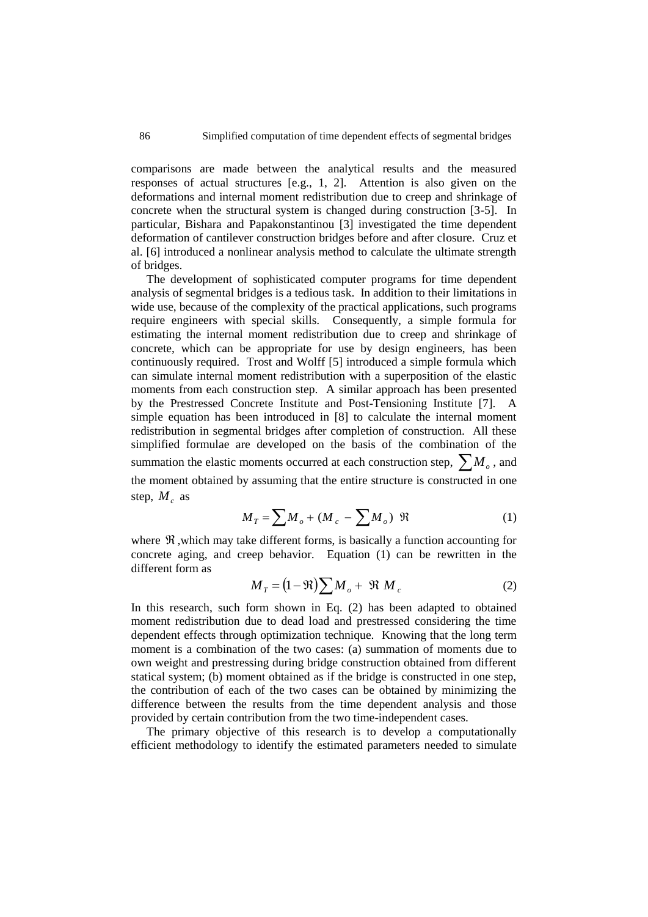comparisons are made between the analytical results and the measured responses of actual structures [e.g., 1, 2]. Attention is also given on the deformations and internal moment redistribution due to creep and shrinkage of concrete when the structural system is changed during construction [3-5]. In particular, Bishara and Papakonstantinou [3] investigated the time dependent deformation of cantilever construction bridges before and after closure. Cruz et al. [6] introduced a nonlinear analysis method to calculate the ultimate strength of bridges.

The development of sophisticated computer programs for time dependent analysis of segmental bridges is a tedious task. In addition to their limitations in wide use, because of the complexity of the practical applications, such programs require engineers with special skills. Consequently, a simple formula for estimating the internal moment redistribution due to creep and shrinkage of concrete, which can be appropriate for use by design engineers, has been continuously required. Trost and Wolff [5] introduced a simple formula which can simulate internal moment redistribution with a superposition of the elastic moments from each construction step. A similar approach has been presented by the Prestressed Concrete Institute and Post-Tensioning Institute [7]. A simple equation has been introduced in [8] to calculate the internal moment redistribution in segmental bridges after completion of construction. All these simplified formulae are developed on the basis of the combination of the summation the elastic moments occurred at each construction step, $\sum M_o$, and the moment obtained by assuming that the entire structure is constructed in one step, $M_c$ as

$$M_T = \sum M_o + (M_c - \sum M_o)\ \Re \tag{1}$$

where $\Re$, which may take different forms, is basically a function accounting for concrete aging, and creep behavior. Equation (1) can be rewritten in the different form as

$$M_T = (1 - \Re) \sum M_o + \ \Re\ M_c \tag{2}$$

In this research, such form shown in Eq. (2) has been adapted to obtained moment redistribution due to dead load and prestressed considering the time dependent effects through optimization technique. Knowing that the long term moment is a combination of the two cases: (a) summation of moments due to own weight and prestressing during bridge construction obtained from different statical system; (b) moment obtained as if the bridge is constructed in one step, the contribution of each of the two cases can be obtained by minimizing the difference between the results from the time dependent analysis and those provided by certain contribution from the two time-independent cases.

The primary objective of this research is to develop a computationally efficient methodology to identify the estimated parameters needed to simulate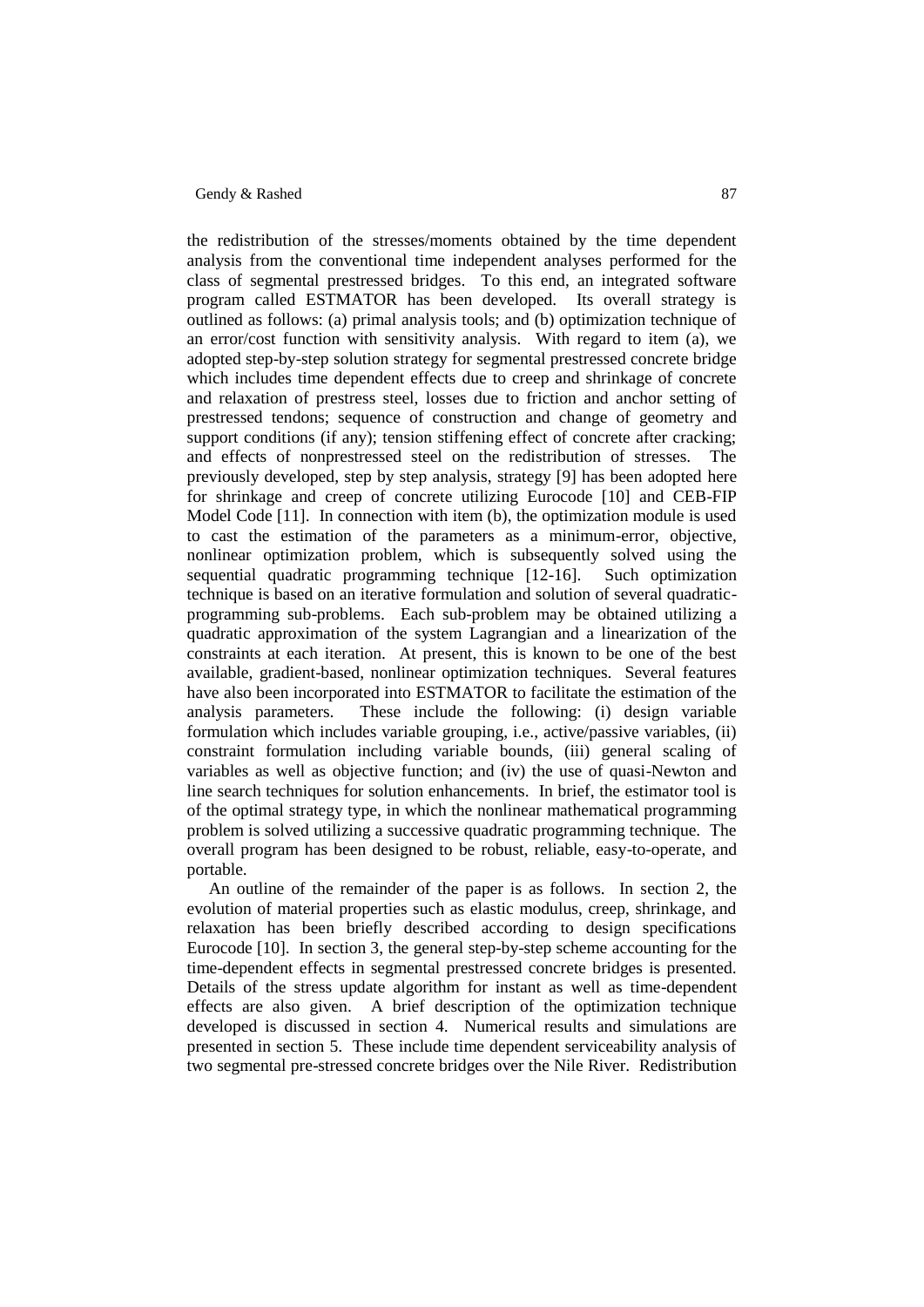the redistribution of the stresses/moments obtained by the time dependent analysis from the conventional time independent analyses performed for the class of segmental prestressed bridges. To this end, an integrated software program called ESTMATOR has been developed. Its overall strategy is outlined as follows: (a) primal analysis tools; and (b) optimization technique of an error/cost function with sensitivity analysis. With regard to item (a), we adopted step-by-step solution strategy for segmental prestressed concrete bridge which includes time dependent effects due to creep and shrinkage of concrete and relaxation of prestress steel, losses due to friction and anchor setting of prestressed tendons; sequence of construction and change of geometry and support conditions (if any); tension stiffening effect of concrete after cracking; and effects of nonprestressed steel on the redistribution of stresses. The previously developed, step by step analysis, strategy [9] has been adopted here for shrinkage and creep of concrete utilizing Eurocode [10] and CEB-FIP Model Code [11]. In connection with item (b), the optimization module is used to cast the estimation of the parameters as a minimum-error, objective, nonlinear optimization problem, which is subsequently solved using the sequential quadratic programming technique [12-16]. Such optimization technique is based on an iterative formulation and solution of several quadratic-programming sub-problems. Each sub-problem may be obtained utilizing a quadratic approximation of the system Lagrangian and a linearization of the constraints at each iteration. At present, this is known to be one of the best available, gradient-based, nonlinear optimization techniques. Several features have also been incorporated into ESTMATOR to facilitate the estimation of the analysis parameters. These include the following: (i) design variable formulation which includes variable grouping, i.e., active/passive variables, (ii) constraint formulation including variable bounds, (iii) general scaling of variables as well as objective function; and (iv) the use of quasi-Newton and line search techniques for solution enhancements. In brief, the estimator tool is of the optimal strategy type, in which the nonlinear mathematical programming problem is solved utilizing a successive quadratic programming technique. The overall program has been designed to be robust, reliable, easy-to-operate, and portable.

An outline of the remainder of the paper is as follows. In section 2, the evolution of material properties such as elastic modulus, creep, shrinkage, and relaxation has been briefly described according to design specifications Eurocode [10]. In section 3, the general step-by-step scheme accounting for the time-dependent effects in segmental prestressed concrete bridges is presented. Details of the stress update algorithm for instant as well as time-dependent effects are also given. A brief description of the optimization technique developed is discussed in section 4. Numerical results and simulations are presented in section 5. These include time dependent serviceability analysis of two segmental pre-stressed concrete bridges over the Nile River. Redistribution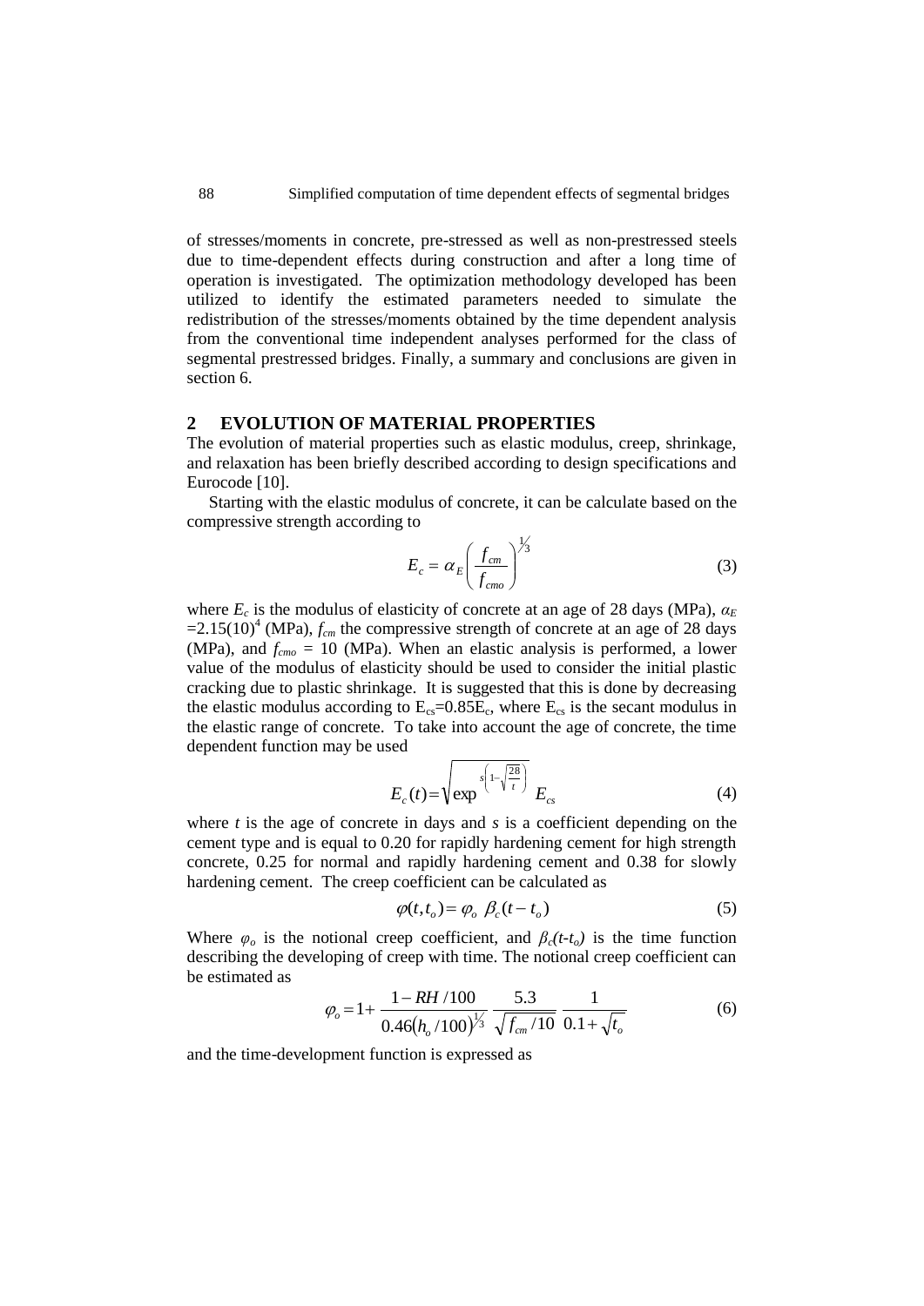of stresses/moments in concrete, pre-stressed as well as non-prestressed steels due to time-dependent effects during construction and after a long time of operation is investigated. The optimization methodology developed has been utilized to identify the estimated parameters needed to simulate the redistribution of the stresses/moments obtained by the time dependent analysis from the conventional time independent analyses performed for the class of segmental prestressed bridges. Finally, a summary and conclusions are given in section 6.

## 2 EVOLUTION OF MATERIAL PROPERTIES

The evolution of material properties such as elastic modulus, creep, shrinkage, and relaxation has been briefly described according to design specifications and Eurocode [10].

Starting with the elastic modulus of concrete, it can be calculate based on the compressive strength according to

$$E_c = \alpha_E \left( \frac{f_{cm}}{f_{cmo}} \right)^{1/3} \tag{3}$$

where $E_c$ is the modulus of elasticity of concrete at an age of 28 days (MPa), $\alpha_E = 2.15(10)^4$ (MPa), $f_{cm}$ the compressive strength of concrete at an age of 28 days (MPa), and $f_{cmo}$ = 10 (MPa). When an elastic analysis is performed, a lower value of the modulus of elasticity should be used to consider the initial plastic cracking due to plastic shrinkage. It is suggested that this is done by decreasing the elastic modulus according to $E_{cs}=0.85E_c$, where $E_{cs}$ is the secant modulus in the elastic range of concrete. To take into account the age of concrete, the time dependent function may be used

$$E_c(t) = \sqrt{\exp^{s\left(1-\sqrt{\frac{28}{t}}\right)}}\; E_{cs} \tag{4}$$

where $t$ is the age of concrete in days and $s$ is a coefficient depending on the cement type and is equal to 0.20 for rapidly hardening cement for high strength concrete, 0.25 for normal and rapidly hardening cement and 0.38 for slowly hardening cement. The creep coefficient can be calculated as

$$\varphi(t, t_o) = \varphi_o \; \beta_c(t - t_o) \tag{5}$$

Where $\varphi_o$ is the notional creep coefficient, and $\beta_c(t\text{-}t_o)$ is the time function describing the developing of creep with time. The notional creep coefficient can be estimated as

$$\varphi_o = 1 + \frac{1 - RH/100}{0.46(h_o/100)^{1/3}} \; \frac{5.3}{\sqrt{f_{cm}/10}} \; \frac{1}{0.1 + \sqrt{t_o}} \tag{6}$$

and the time-development function is expressed as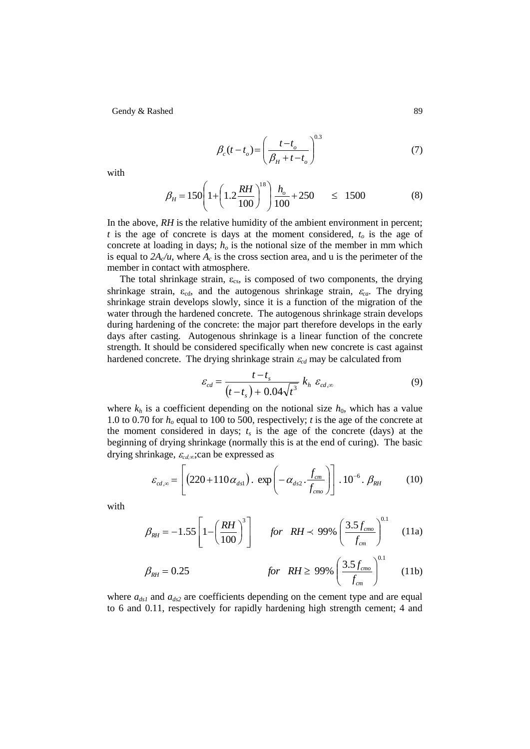$$\beta_c(t-t_o)=\left(\frac{t-t_o}{\beta_H+t-t_o}\right)^{0.3} \tag{7}$$

with

$$\beta_H = 150\left(1+\left(1.2\frac{RH}{100}\right)^{18}\right)\frac{h_o}{100}+250 \qquad \leq \; 1500 \tag{8}$$

In the above, *RH* is the relative humidity of the ambient environment in percent; $t$ is the age of concrete is days at the moment considered, $t_o$ is the age of concrete at loading in days; $h_o$ is the notional size of the member in mm which is equal to $2A_c/u$, where $A_c$ is the cross section area, and u is the perimeter of the member in contact with atmosphere.

The total shrinkage strain, $\varepsilon_{cs}$, is composed of two components, the drying shrinkage strain, $\varepsilon_{cd}$, and the autogenous shrinkage strain, $\varepsilon_{ca}$. The drying shrinkage strain develops slowly, since it is a function of the migration of the water through the hardened concrete. The autogenous shrinkage strain develops during hardening of the concrete: the major part therefore develops in the early days after casting. Autogenous shrinkage is a linear function of the concrete strength. It should be considered specifically when new concrete is cast against hardened concrete. The drying shrinkage strain $\varepsilon_{cd}$ may be calculated from

$$\varepsilon_{cd} = \frac{t-t_s}{\left(t-t_s\right)+0.04\sqrt{t^3}}\; k_h \; \varepsilon_{cd,\infty} \tag{9}$$

where $k_h$ is a coefficient depending on the notional size $h_0$, which has a value 1.0 to 0.70 for $h_o$ equal to 100 to 500, respectively; $t$ is the age of the concrete at the moment considered in days; $t_s$ is the age of the concrete (days) at the beginning of drying shrinkage (normally this is at the end of curing). The basic drying shrinkage, $\varepsilon_{cd,\infty}$;can be expressed as

$$\varepsilon_{cd,\infty} = \left[\left(220+110\alpha_{ds1}\right).\; \exp\left(-\alpha_{ds2}\cdot\frac{f_{cm}}{f_{cmo}}\right)\right].10^{-6}.\;\beta_{RH} \tag{10}$$

with

$$\beta_{RH} = -1.55\left[1-\left(\frac{RH}{100}\right)^3\right] \qquad for \quad RH \prec 99\%\left(\frac{3.5 f_{cmo}}{f_{cm}}\right)^{0.1} \tag{11a}$$

$$\beta_{RH} = 0.25 \qquad\qquad for \quad RH \geq 99\%\left(\frac{3.5 f_{cmo}}{f_{cm}}\right)^{0.1} \tag{11b}$$

where $a_{ds1}$ and $a_{ds2}$ are coefficients depending on the cement type and are equal to 6 and 0.11, respectively for rapidly hardening high strength cement; 4 and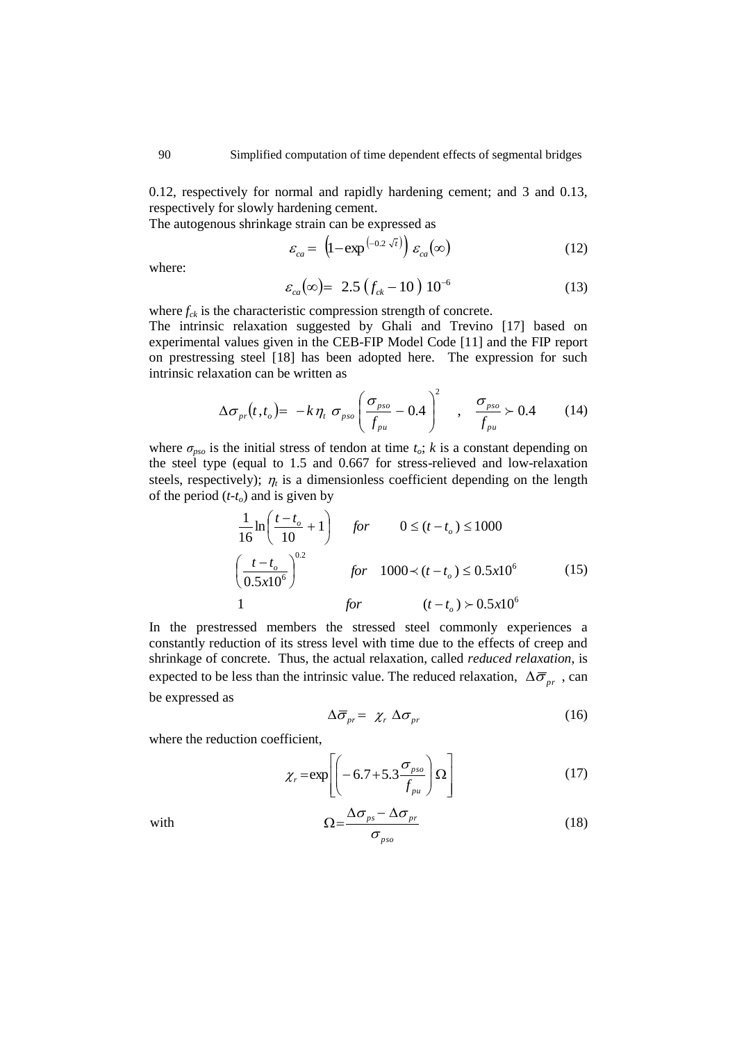0.12, respectively for normal and rapidly hardening cement; and 3 and 0.13, respectively for slowly hardening cement.

The autogenous shrinkage strain can be expressed as

$$\varepsilon_{ca} = \left(1 - \exp^{\left(-0.2\sqrt{t}\right)}\right) \varepsilon_{ca}(\infty) \tag{12}$$

where:

$$\varepsilon_{ca}(\infty) = 2.5\left(f_{ck} - 10\right) 10^{-6} \tag{13}$$

where $f_{ck}$ is the characteristic compression strength of concrete.

The intrinsic relaxation suggested by Ghali and Trevino [17] based on experimental values given in the CEB-FIP Model Code [11] and the FIP report on prestressing steel [18] has been adopted here. The expression for such intrinsic relaxation can be written as

$$\Delta\sigma_{pr}(t, t_o) = -k\,\eta_t\,\sigma_{pso}\left(\frac{\sigma_{pso}}{f_{pu}} - 0.4\right)^2 \quad , \quad \frac{\sigma_{pso}}{f_{pu}} \succ 0.4 \tag{14}$$

where $\sigma_{pso}$ is the initial stress of tendon at time $t_o$; $k$ is a constant depending on the steel type (equal to 1.5 and 0.667 for stress-relieved and low-relaxation steels, respectively); $\eta_t$ is a dimensionless coefficient depending on the length of the period ($t$-$t_o$) and is given by

$$\begin{array}{lll} \dfrac{1}{16}\ln\left(\dfrac{t-t_o}{10}+1\right) & for & 0 \le (t-t_o) \le 1000 \\[2ex] \left(\dfrac{t-t_o}{0.5x10^6}\right)^{0.2} & for & 1000 \prec (t-t_o) \le 0.5x10^6 \\[2ex] 1 & for & (t-t_o) \succ 0.5x10^6 \end{array} \tag{15}$$

In the prestressed members the stressed steel commonly experiences a constantly reduction of its stress level with time due to the effects of creep and shrinkage of concrete. Thus, the actual relaxation, called *reduced relaxation*, is expected to be less than the intrinsic value. The reduced relaxation, $\Delta\overline{\sigma}_{pr}$, can be expressed as

$$\Delta\overline{\sigma}_{pr} = \chi_r\,\Delta\sigma_{pr} \tag{16}$$

where the reduction coefficient,

$$\chi_r = \exp\left[\left(-6.7 + 5.3\frac{\sigma_{pso}}{f_{pu}}\right)\Omega\right] \tag{17}$$

with

$$\Omega = \frac{\Delta\sigma_{ps} - \Delta\sigma_{pr}}{\sigma_{pso}} \tag{18}$$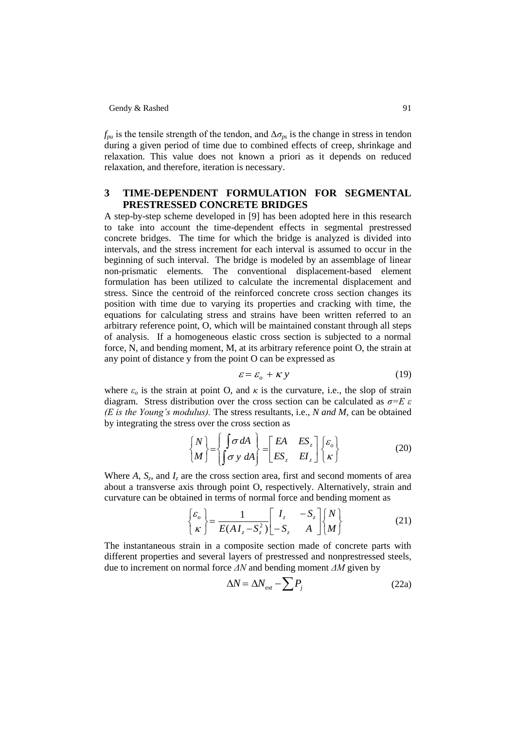$f_{pu}$ is the tensile strength of the tendon, and $\Delta\sigma_{ps}$ is the change in stress in tendon during a given period of time due to combined effects of creep, shrinkage and relaxation. This value does not known a priori as it depends on reduced relaxation, and therefore, iteration is necessary.

## 3 TIME-DEPENDENT FORMULATION FOR SEGMENTAL PRESTRESSED CONCRETE BRIDGES

A step-by-step scheme developed in [9] has been adopted here in this research to take into account the time-dependent effects in segmental prestressed concrete bridges. The time for which the bridge is analyzed is divided into intervals, and the stress increment for each interval is assumed to occur in the beginning of such interval. The bridge is modeled by an assemblage of linear non-prismatic elements. The conventional displacement-based element formulation has been utilized to calculate the incremental displacement and stress. Since the centroid of the reinforced concrete cross section changes its position with time due to varying its properties and cracking with time, the equations for calculating stress and strains have been written referred to an arbitrary reference point, O, which will be maintained constant through all steps of analysis. If a homogeneous elastic cross section is subjected to a normal force, N, and bending moment, M, at its arbitrary reference point O, the strain at any point of distance y from the point O can be expressed as

$$\varepsilon = \varepsilon_o + \kappa\, y \tag{19}$$

where $\varepsilon_o$ is the strain at point O, and $\kappa$ is the curvature, i.e., the slop of strain diagram. Stress distribution over the cross section can be calculated as $\sigma = E\,\varepsilon$ *(E is the Young's modulus).* The stress resultants, i.e., *N and M*, can be obtained by integrating the stress over the cross section as

$$\begin{Bmatrix} N \\ M \end{Bmatrix} = \begin{Bmatrix} \int \sigma\, dA \\ \int \sigma\, y\, dA \end{Bmatrix} = \begin{bmatrix} EA & ES_z \\ ES_z & EI_z \end{bmatrix} \begin{Bmatrix} \varepsilon_o \\ \kappa \end{Bmatrix} \tag{20}$$

Where $A$, $S_z$, and $I_z$ are the cross section area, first and second moments of area about a transverse axis through point O, respectively. Alternatively, strain and curvature can be obtained in terms of normal force and bending moment as

$$\begin{Bmatrix} \varepsilon_o \\ \kappa \end{Bmatrix} = \frac{1}{E(AI_z - S_z^2)} \begin{bmatrix} I_z & -S_z \\ -S_z & A \end{bmatrix} \begin{Bmatrix} N \\ M \end{Bmatrix} \tag{21}$$

The instantaneous strain in a composite section made of concrete parts with different properties and several layers of prestressed and nonprestressed steels, due to increment on normal force $\Delta N$ and bending moment $\Delta M$ given by

$$\Delta N = \Delta N_{ext} - \sum P_j \tag{22a}$$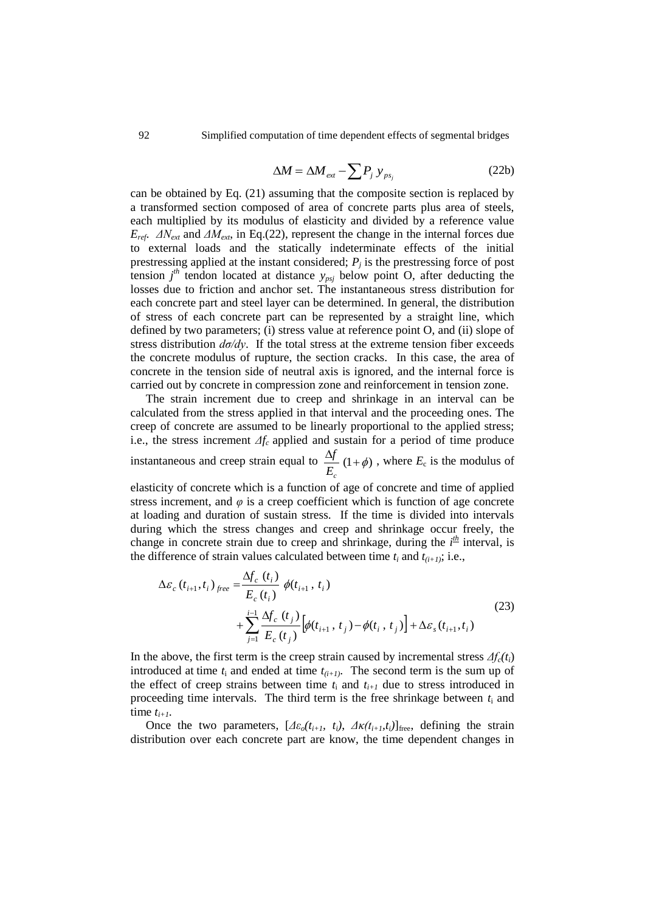$$\Delta M = \Delta M_{ext} - \sum P_j \, y_{ps_j} \tag{22b}$$

can be obtained by Eq. (21) assuming that the composite section is replaced by a transformed section composed of area of concrete parts plus area of steels, each multiplied by its modulus of elasticity and divided by a reference value $E_{ref}$. $\Delta N_{ext}$ and $\Delta M_{ext}$, in Eq.(22), represent the change in the internal forces due to external loads and the statically indeterminate effects of the initial prestressing applied at the instant considered; $P_j$ is the prestressing force of post tension $j^{th}$ tendon located at distance $y_{psj}$ below point O, after deducting the losses due to friction and anchor set. The instantaneous stress distribution for each concrete part and steel layer can be determined. In general, the distribution of stress of each concrete part can be represented by a straight line, which defined by two parameters; (i) stress value at reference point O, and (ii) slope of stress distribution $d\sigma/dy$. If the total stress at the extreme tension fiber exceeds the concrete modulus of rupture, the section cracks. In this case, the area of concrete in the tension side of neutral axis is ignored, and the internal force is carried out by concrete in compression zone and reinforcement in tension zone.

The strain increment due to creep and shrinkage in an interval can be calculated from the stress applied in that interval and the proceeding ones. The creep of concrete are assumed to be linearly proportional to the applied stress; i.e., the stress increment $\Delta f_c$ applied and sustain for a period of time produce instantaneous and creep strain equal to $\dfrac{\Delta f}{E_c}(1+\phi)$ , where $E_c$ is the modulus of elasticity of concrete which is a function of age of concrete and time of applied stress increment, and $\varphi$ is a creep coefficient which is function of age concrete at loading and duration of sustain stress. If the time is divided into intervals during which the stress changes and creep and shrinkage occur freely, the change in concrete strain due to creep and shrinkage, during the $i^{th}$ interval, is the difference of strain values calculated between time $t_i$ and $t_{(i+1)}$; i.e.,

$$\Delta\varepsilon_c\,(t_{i+1},t_i)_{free} = \frac{\Delta f_c\,(t_i)}{E_c\,(t_i)}\;\phi(t_{i+1}\,,\,t_i) + \sum_{j=1}^{i-1}\frac{\Delta f_c\,(t_j)}{E_c\,(t_j)}\Big[\phi(t_{i+1}\,,\,t_j) - \phi(t_i\,,\,t_j)\Big] + \Delta\varepsilon_s\,(t_{i+1},t_i) \tag{23}$$

In the above, the first term is the creep strain caused by incremental stress $\Delta f_c(t_i)$ introduced at time $t_i$ and ended at time $t_{(i+1)}$. The second term is the sum up of the effect of creep strains between time $t_i$ and $t_{i+1}$ due to stress introduced in proceeding time intervals. The third term is the free shrinkage between $t_i$ and time $t_{i+1}$.

Once the two parameters, $[\Delta\varepsilon_o(t_{i+1},\, t_i),\ \Delta\kappa(t_{i+1},t_i)]_{\text{free}}$, defining the strain distribution over each concrete part are know, the time dependent changes in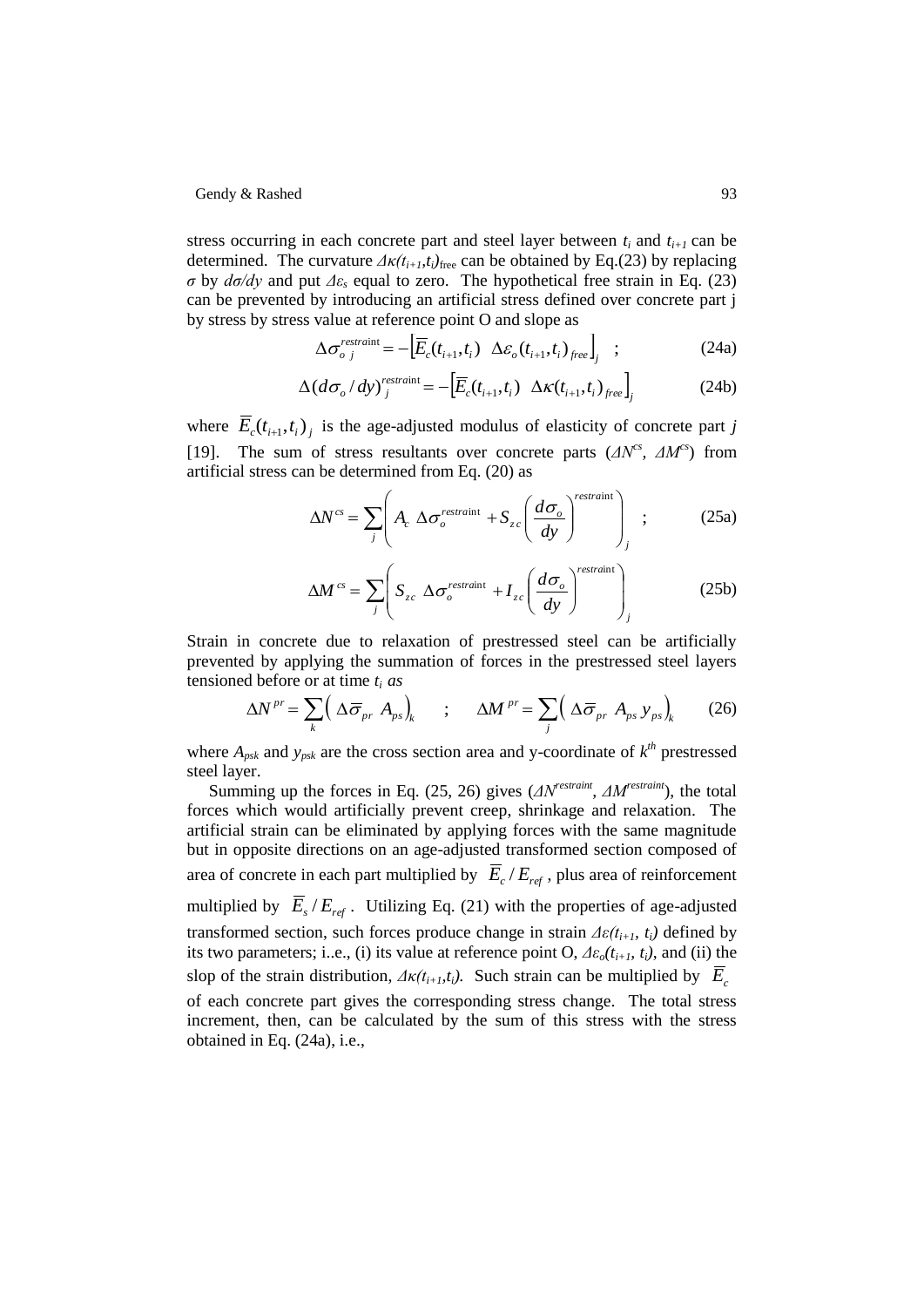stress occurring in each concrete part and steel layer between $t_i$ and $t_{i+1}$ can be determined. The curvature $\Delta\kappa(t_{i+1},t_i)_{\text{free}}$ can be obtained by Eq.(23) by replacing $\sigma$ by $d\sigma/dy$ and put $\Delta\varepsilon_s$ equal to zero. The hypothetical free strain in Eq. (23) can be prevented by introducing an artificial stress defined over concrete part j by stress by stress value at reference point O and slope as

$$\Delta\sigma_{o\;j}^{restraint} = -\left[\overline{E}_c(t_{i+1},t_i)\;\;\Delta\varepsilon_o(t_{i+1},t_i)_{free}\right]_j \quad ; \tag{24a}$$

$$\Delta(d\sigma_o/dy)_j^{restraint} = -\left[\overline{E}_c(t_{i+1},t_i)\;\;\Delta\kappa(t_{i+1},t_i)_{free}\right]_j \tag{24b}$$

where $\overline{E}_c(t_{i+1},t_i)_j$ is the age-adjusted modulus of elasticity of concrete part $j$ [19]. The sum of stress resultants over concrete parts ($\Delta N^{cs}$, $\Delta M^{cs}$) from artificial stress can be determined from Eq. (20) as

$$\Delta N^{cs} = \sum_j \left( A_c\;\Delta\sigma_o^{restraint} + S_{zc}\left(\frac{d\sigma_o}{dy}\right)^{restraint}\right)_j \quad ; \tag{25a}$$

$$\Delta M^{cs} = \sum_j \left( S_{zc}\;\Delta\sigma_o^{restraint} + I_{zc}\left(\frac{d\sigma_o}{dy}\right)^{restraint}\right)_j \tag{25b}$$

Strain in concrete due to relaxation of prestressed steel can be artificially prevented by applying the summation of forces in the prestressed steel layers tensioned before or at time $t_i$ *as*

$$\Delta N^{pr} = \sum_k \left(\Delta\overline{\sigma}_{pr}\;A_{ps}\right)_k \quad ; \quad \Delta M^{pr} = \sum_j \left(\Delta\overline{\sigma}_{pr}\;A_{ps}\,y_{ps}\right)_k \tag{26}$$

where $A_{psk}$ and $y_{psk}$ are the cross section area and y-coordinate of $k^{th}$ prestressed steel layer.

Summing up the forces in Eq. (25, 26) gives ($\Delta N^{restraint}$, $\Delta M^{restraint}$), the total forces which would artificially prevent creep, shrinkage and relaxation. The artificial strain can be eliminated by applying forces with the same magnitude but in opposite directions on an age-adjusted transformed section composed of area of concrete in each part multiplied by $\overline{E}_c/E_{ref}$, plus area of reinforcement multiplied by $\overline{E}_s/E_{ref}$. Utilizing Eq. (21) with the properties of age-adjusted transformed section, such forces produce change in strain $\Delta\varepsilon(t_{i+1}, t_i)$ defined by its two parameters; i..e., (i) its value at reference point O, $\Delta\varepsilon_o(t_{i+1}, t_i)$, and (ii) the slop of the strain distribution, $\Delta\kappa(t_{i+1},t_i)$. Such strain can be multiplied by $\overline{E}_c$ of each concrete part gives the corresponding stress change. The total stress increment, then, can be calculated by the sum of this stress with the stress obtained in Eq. (24a), i.e.,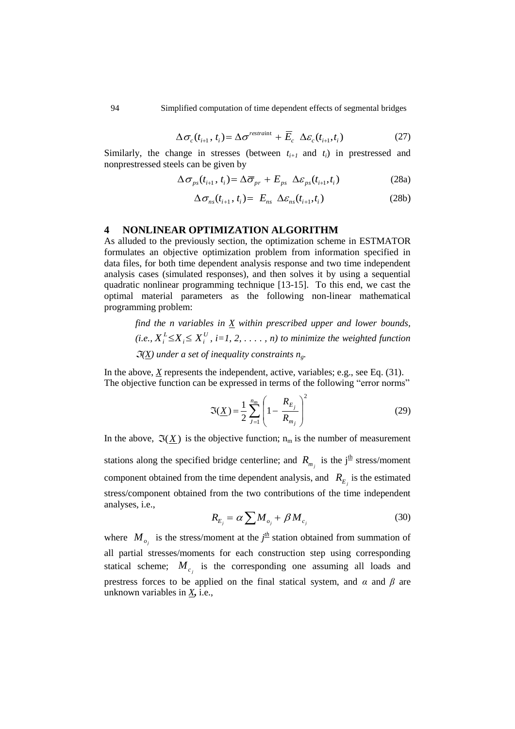$$\Delta\sigma_c(t_{i+1}, t_i) = \Delta\sigma^{restraint} + \overline{E}_c \;\; \Delta\varepsilon_c(t_{i+1}, t_i) \tag{27}$$

Similarly, the change in stresses (between $t_{i+1}$ and $t_i$) in prestressed and nonprestressed steels can be given by

$$\Delta\sigma_{ps}(t_{i+1}, t_i) = \Delta\overline{\sigma}_{pr} + E_{ps} \;\; \Delta\varepsilon_{ps}(t_{i+1}, t_i) \tag{28a}$$

$$\Delta\sigma_{ns}(t_{i+1}, t_i) = \; E_{ns} \;\; \Delta\varepsilon_{ns}(t_{i+1}, t_i) \tag{28b}$$

## 4 NONLINEAR OPTIMIZATION ALGORITHM

As alluded to the previously section, the optimization scheme in ESTMATOR formulates an objective optimization problem from information specified in data files, for both time dependent analysis response and two time independent analysis cases (simulated responses), and then solves it by using a sequential quadratic nonlinear programming technique [13-15]. To this end, we cast the optimal material parameters as the following non-linear mathematical programming problem:

> *find the n variables in $\underline{X}$ within prescribed upper and lower bounds, (i.e., $X_i^L \leq X_i \leq X_i^U$, i=1, 2, . . . . , n) to minimize the weighted function $\Im(\underline{X})$ under a set of inequality constraints $n_g$.*

In the above, $\underline{X}$ represents the independent, active, variables; e.g., see Eq. (31). The objective function can be expressed in terms of the following "error norms"

$$\Im(\underline{X}) = \frac{1}{2}\sum_{J=1}^{n_m}\left(1 - \frac{R_{E_j}}{R_{m_j}}\right)^2 \tag{29}$$

In the above, $\Im(\underline{X})$ is the objective function; $n_m$ is the number of measurement stations along the specified bridge centerline; and $R_{m_j}$ is the $j^{\underline{th}}$ stress/moment component obtained from the time dependent analysis, and $R_{E_j}$ is the estimated stress/component obtained from the two contributions of the time independent analyses, i.e.,

$$R_{E_j} = \alpha \sum M_{o_j} + \beta M_{c_j} \tag{30}$$

where $M_{o_j}$ is the stress/moment at the $j^{\underline{th}}$ station obtained from summation of all partial stresses/moments for each construction step using corresponding statical scheme; $M_{c_j}$ is the corresponding one assuming all loads and prestress forces to be applied on the final statical system, and $\alpha$ and $\beta$ are unknown variables in $\underline{X}$, i.e.,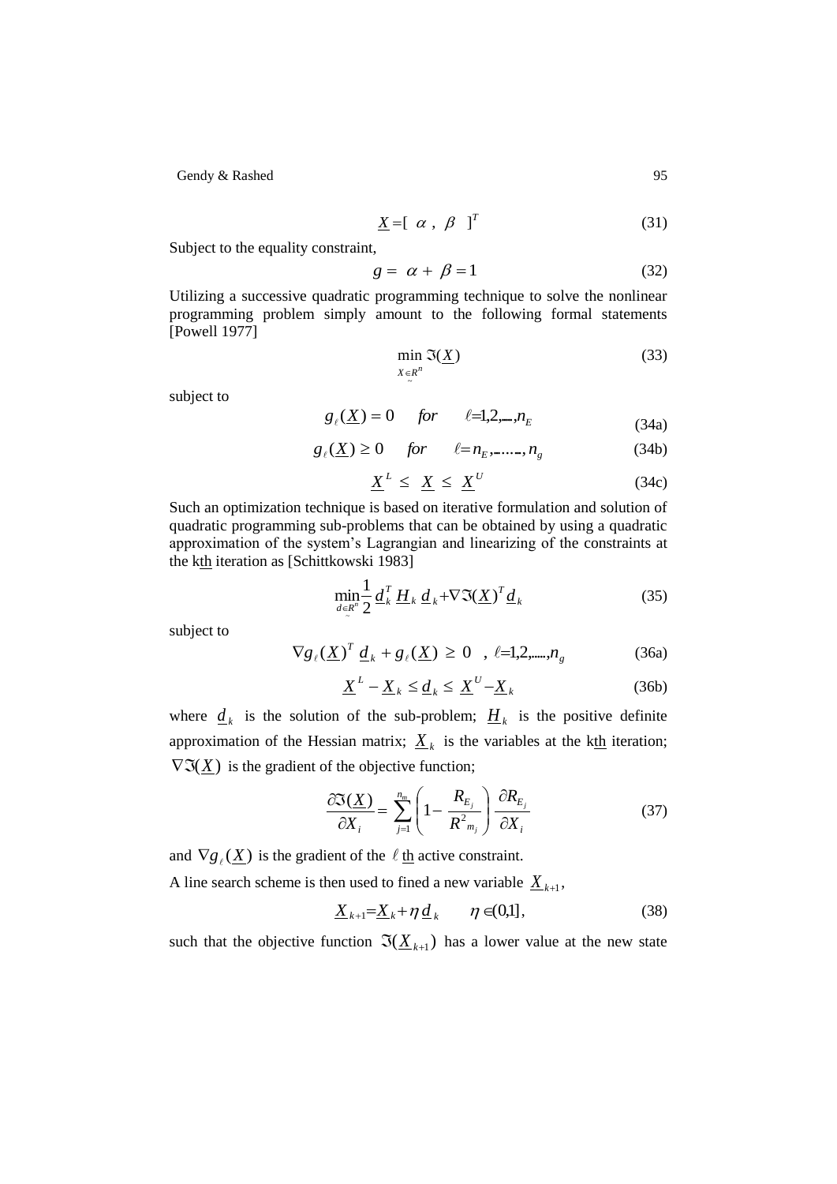$$\underline{X} = [\ \alpha\ ,\ \beta\ \ ]^T \tag{31}$$

Subject to the equality constraint,

$$g = \ \alpha + \ \beta = 1 \tag{32}$$

Utilizing a successive quadratic programming technique to solve the nonlinear programming problem simply amount to the following formal statements [Powell 1977]

$$\min_{\underset{\sim}{X} \in R^n} \Im(\underline{X}) \tag{33}$$

subject to

$$g_\ell(\underline{X}) = 0 \quad \textit{for} \quad \ell = 1,2,....,n_E \tag{34a}$$

$$g_\ell(\underline{X}) \geq 0 \quad \textit{for} \quad \ell = n_E,........,n_g \tag{34b}$$

$$\underline{X}^L \leq \ \underline{X} \ \leq \ \underline{X}^U \tag{34c}$$

Such an optimization technique is based on iterative formulation and solution of quadratic programming sub-problems that can be obtained by using a quadratic approximation of the system's Lagrangian and linearizing of the constraints at the k<u>th</u> iteration as [Schittkowski 1983]

$$\min_{\underset{\sim}{d} \in R^n} \frac{1}{2} \underline{d}_k^T \ \underline{H}_k \ \underline{d}_k + \nabla \Im(\underline{X})^T \underline{d}_k \tag{35}$$

subject to

$$\nabla g_\ell(\underline{X})^T \ \underline{d}_k + g_\ell(\underline{X}) \ \geq \ 0 \quad , \ \ell = 1,2,.....,n_g \tag{36a}$$

$$\underline{X}^L - \underline{X}_k \leq \underline{d}_k \leq \ \underline{X}^U - \underline{X}_k \tag{36b}$$

where $\underline{d}_k$ is the solution of the sub-problem; $\underline{H}_k$ is the positive definite approximation of the Hessian matrix; $\underline{X}_k$ is the variables at the k<u>th</u> iteration; $\nabla \Im(\underline{X})$ is the gradient of the objective function;

$$\frac{\partial \Im(\underline{X})}{\partial X_i} = \sum_{j=1}^{n_m} \left( 1 - \frac{R_{E_j}}{R^2{}_{m_j}} \right) \frac{\partial R_{E_j}}{\partial X_i} \tag{37}$$

and $\nabla g_\ell(\underline{X})$ is the gradient of the $\ell$ <u>th</u> active constraint.

A line search scheme is then used to fined a new variable $\underline{X}_{k+1}$,

$$\underline{X}_{k+1} = \underline{X}_k + \eta \, \underline{d}_k \qquad \eta \in (0,1], \tag{38}$$

such that the objective function $\Im(\underline{X}_{k+1})$ has a lower value at the new state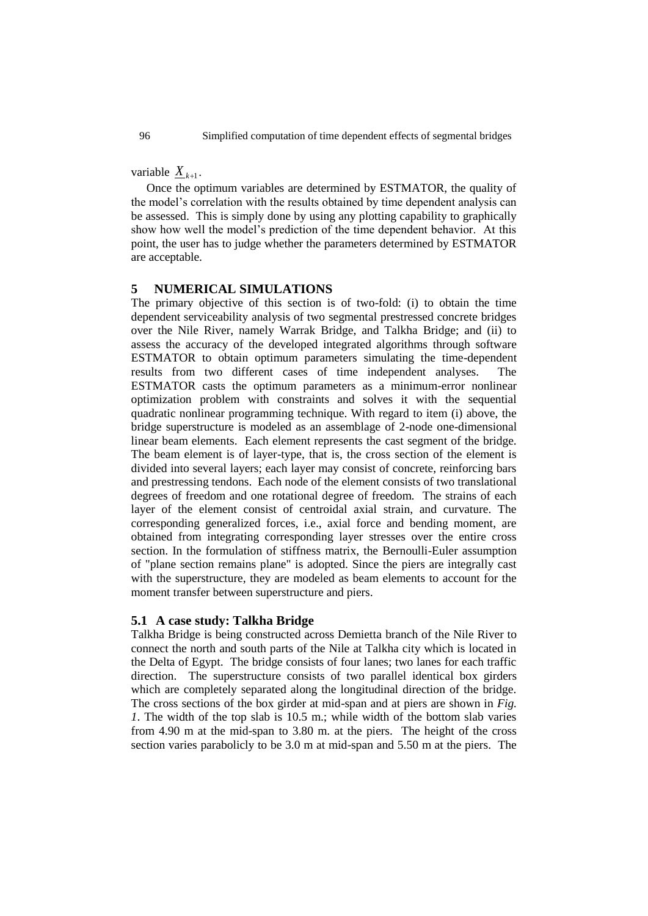variable $\underline{X}_{k+1}$.

Once the optimum variables are determined by ESTMATOR, the quality of the model's correlation with the results obtained by time dependent analysis can be assessed. This is simply done by using any plotting capability to graphically show how well the model's prediction of the time dependent behavior. At this point, the user has to judge whether the parameters determined by ESTMATOR are acceptable.

## 5 NUMERICAL SIMULATIONS

The primary objective of this section is of two-fold: (i) to obtain the time dependent serviceability analysis of two segmental prestressed concrete bridges over the Nile River, namely Warrak Bridge, and Talkha Bridge; and (ii) to assess the accuracy of the developed integrated algorithms through software ESTMATOR to obtain optimum parameters simulating the time-dependent results from two different cases of time independent analyses. The ESTMATOR casts the optimum parameters as a minimum-error nonlinear optimization problem with constraints and solves it with the sequential quadratic nonlinear programming technique. With regard to item (i) above, the bridge superstructure is modeled as an assemblage of 2-node one-dimensional linear beam elements. Each element represents the cast segment of the bridge. The beam element is of layer-type, that is, the cross section of the element is divided into several layers; each layer may consist of concrete, reinforcing bars and prestressing tendons. Each node of the element consists of two translational degrees of freedom and one rotational degree of freedom. The strains of each layer of the element consist of centroidal axial strain, and curvature. The corresponding generalized forces, i.e., axial force and bending moment, are obtained from integrating corresponding layer stresses over the entire cross section. In the formulation of stiffness matrix, the Bernoulli-Euler assumption of "plane section remains plane" is adopted. Since the piers are integrally cast with the superstructure, they are modeled as beam elements to account for the moment transfer between superstructure and piers.

### 5.1 A case study: Talkha Bridge

Talkha Bridge is being constructed across Demietta branch of the Nile River to connect the north and south parts of the Nile at Talkha city which is located in the Delta of Egypt. The bridge consists of four lanes; two lanes for each traffic direction. The superstructure consists of two parallel identical box girders which are completely separated along the longitudinal direction of the bridge. The cross sections of the box girder at mid-span and at piers are shown in *Fig. 1*. The width of the top slab is 10.5 m.; while width of the bottom slab varies from 4.90 m at the mid-span to 3.80 m. at the piers. The height of the cross section varies parabolicly to be 3.0 m at mid-span and 5.50 m at the piers. The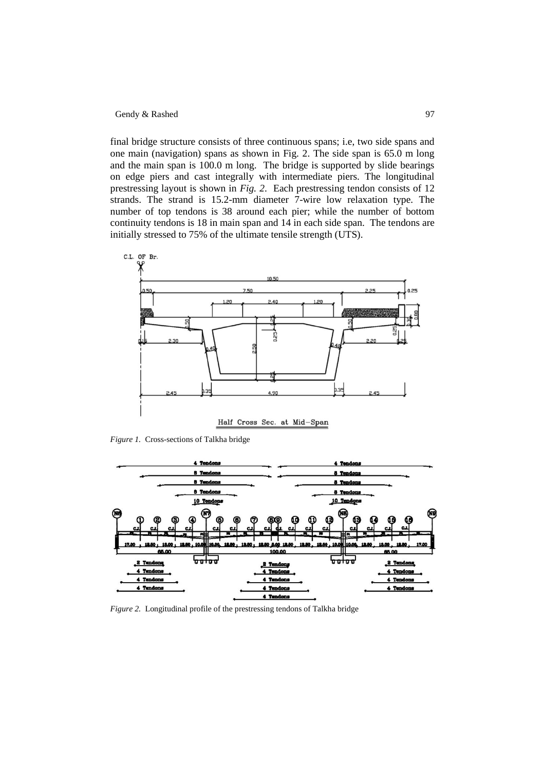final bridge structure consists of three continuous spans; i.e, two side spans and one main (navigation) spans as shown in Fig. 2. The side span is 65.0 m long and the main span is 100.0 m long. The bridge is supported by slide bearings on edge piers and cast integrally with intermediate piers. The longitudinal prestressing layout is shown in *Fig. 2*. Each prestressing tendon consists of 12 strands. The strand is 15.2-mm diameter 7-wire low relaxation type. The number of top tendons is 38 around each pier; while the number of bottom continuity tendons is 18 in main span and 14 in each side span. The tendons are initially stressed to 75% of the ultimate tensile strength (UTS).

*Figure 1.* Cross-sections of Talkha bridge

*Figure 2.* Longitudinal profile of the prestressing tendons of Talkha bridge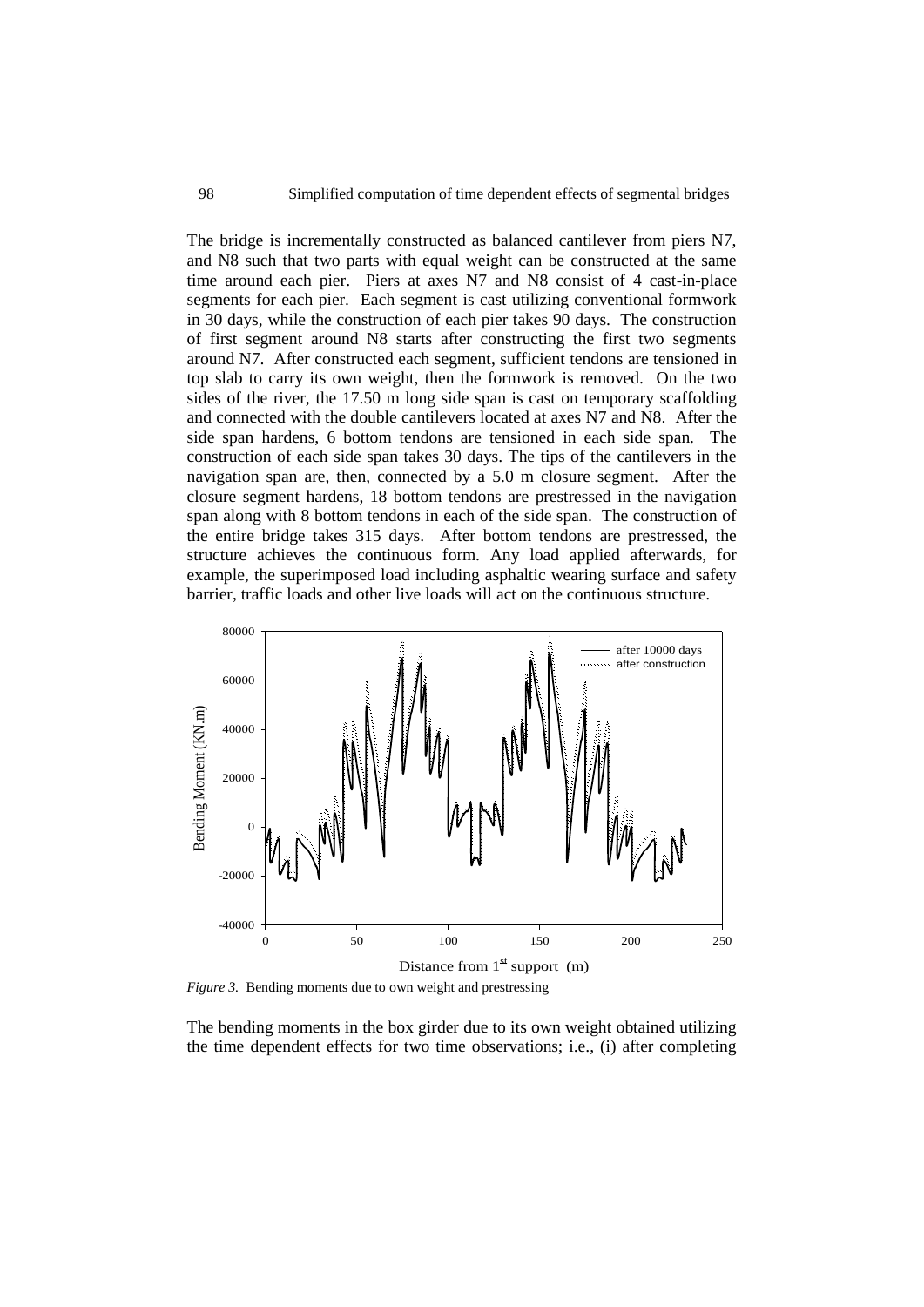The bridge is incrementally constructed as balanced cantilever from piers N7, and N8 such that two parts with equal weight can be constructed at the same time around each pier. Piers at axes N7 and N8 consist of 4 cast-in-place segments for each pier. Each segment is cast utilizing conventional formwork in 30 days, while the construction of each pier takes 90 days. The construction of first segment around N8 starts after constructing the first two segments around N7. After constructed each segment, sufficient tendons are tensioned in top slab to carry its own weight, then the formwork is removed. On the two sides of the river, the 17.50 m long side span is cast on temporary scaffolding and connected with the double cantilevers located at axes N7 and N8. After the side span hardens, 6 bottom tendons are tensioned in each side span. The construction of each side span takes 30 days. The tips of the cantilevers in the navigation span are, then, connected by a 5.0 m closure segment. After the closure segment hardens, 18 bottom tendons are prestressed in the navigation span along with 8 bottom tendons in each of the side span. The construction of the entire bridge takes 315 days. After bottom tendons are prestressed, the structure achieves the continuous form. Any load applied afterwards, for example, the superimposed load including asphaltic wearing surface and safety barrier, traffic loads and other live loads will act on the continuous structure.

*Figure 3.* Bending moments due to own weight and prestressing

The bending moments in the box girder due to its own weight obtained utilizing the time dependent effects for two time observations; i.e., (i) after completing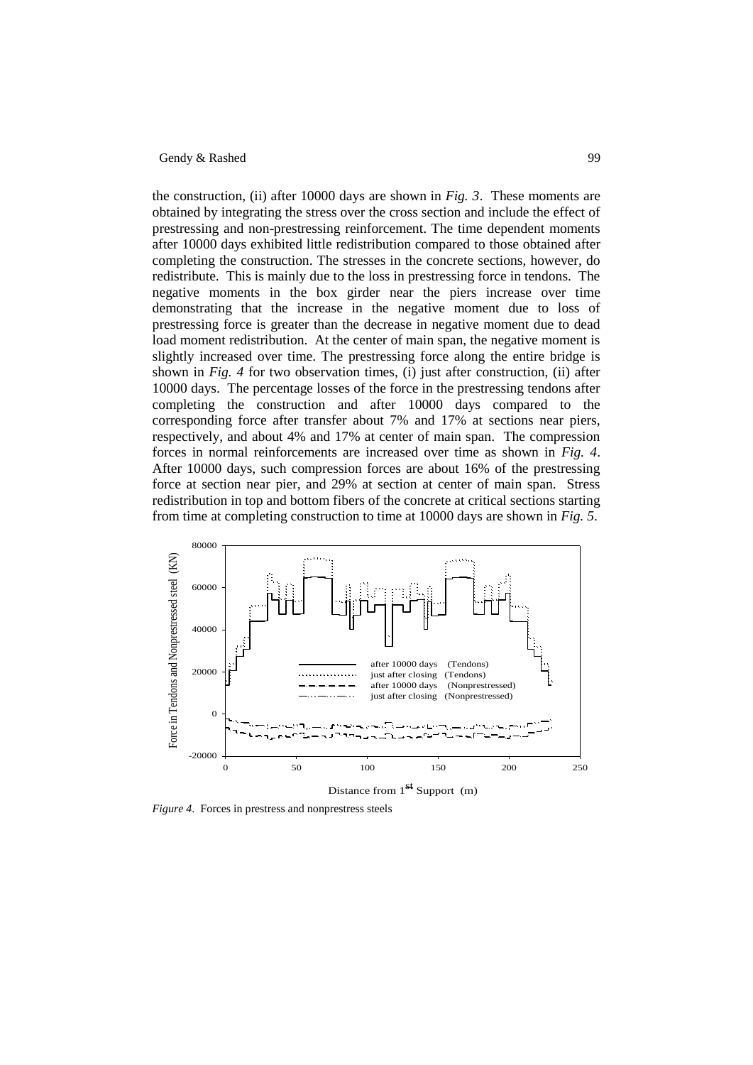the construction, (ii) after 10000 days are shown in *Fig. 3*. These moments are obtained by integrating the stress over the cross section and include the effect of prestressing and non-prestressing reinforcement. The time dependent moments after 10000 days exhibited little redistribution compared to those obtained after completing the construction. The stresses in the concrete sections, however, do redistribute. This is mainly due to the loss in prestressing force in tendons. The negative moments in the box girder near the piers increase over time demonstrating that the increase in the negative moment due to loss of prestressing force is greater than the decrease in negative moment due to dead load moment redistribution. At the center of main span, the negative moment is slightly increased over time. The prestressing force along the entire bridge is shown in *Fig. 4* for two observation times, (i) just after construction, (ii) after 10000 days. The percentage losses of the force in the prestressing tendons after completing the construction and after 10000 days compared to the corresponding force after transfer about 7% and 17% at sections near piers, respectively, and about 4% and 17% at center of main span. The compression forces in normal reinforcements are increased over time as shown in *Fig. 4*. After 10000 days, such compression forces are about 16% of the prestressing force at section near pier, and 29% at section at center of main span. Stress redistribution in top and bottom fibers of the concrete at critical sections starting from time at completing construction to time at 10000 days are shown in *Fig. 5*.

*Figure 4*. Forces in prestress and nonprestress steels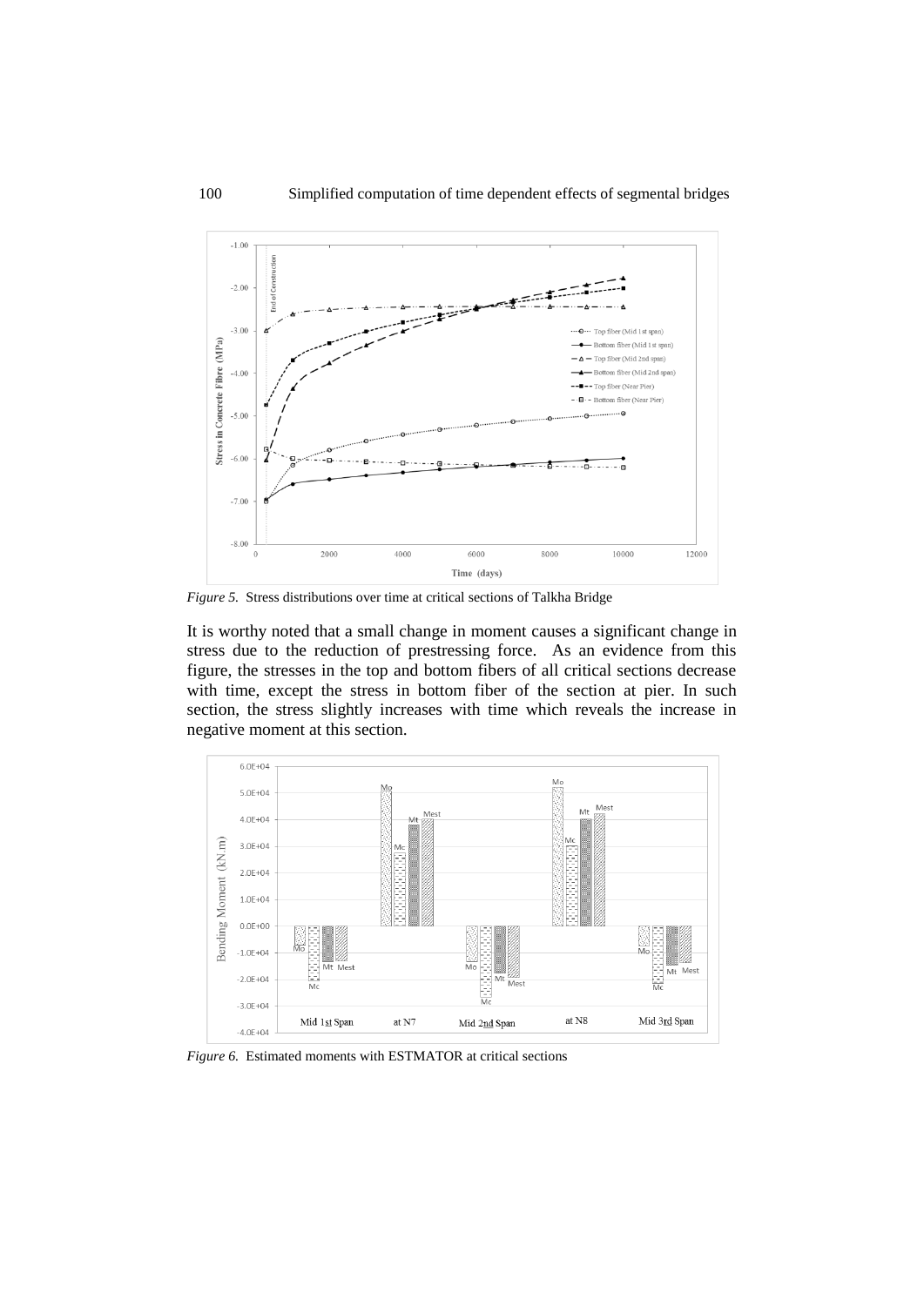*Figure 5.* Stress distributions over time at critical sections of Talkha Bridge

It is worthy noted that a small change in moment causes a significant change in stress due to the reduction of prestressing force. As an evidence from this figure, the stresses in the top and bottom fibers of all critical sections decrease with time, except the stress in bottom fiber of the section at pier. In such section, the stress slightly increases with time which reveals the increase in negative moment at this section.

*Figure 6.* Estimated moments with ESTMATOR at critical sections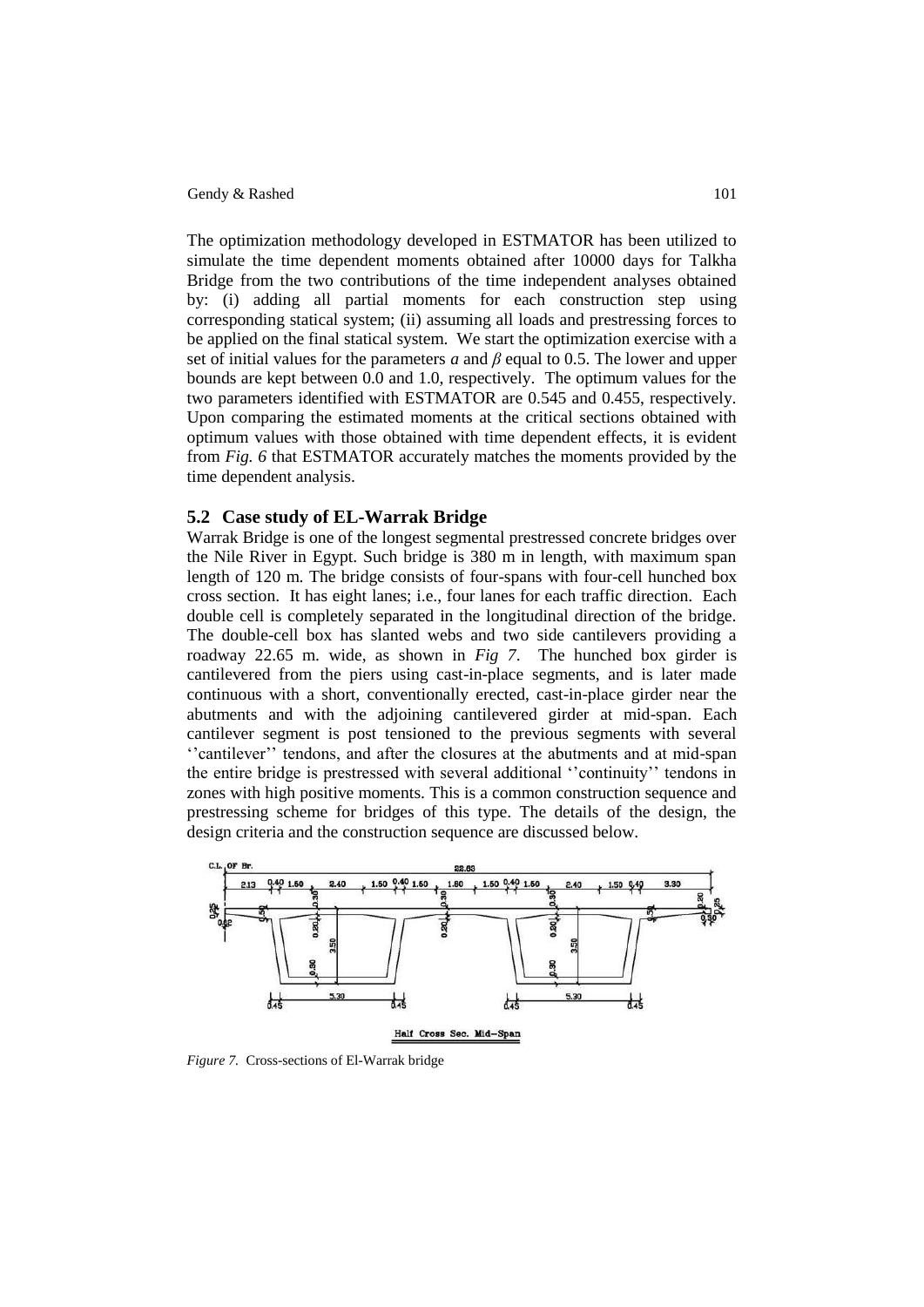The optimization methodology developed in ESTMATOR has been utilized to simulate the time dependent moments obtained after 10000 days for Talkha Bridge from the two contributions of the time independent analyses obtained by: (i) adding all partial moments for each construction step using corresponding statical system; (ii) assuming all loads and prestressing forces to be applied on the final statical system. We start the optimization exercise with a set of initial values for the parameters $a$ and $\beta$ equal to 0.5. The lower and upper bounds are kept between 0.0 and 1.0, respectively. The optimum values for the two parameters identified with ESTMATOR are 0.545 and 0.455, respectively. Upon comparing the estimated moments at the critical sections obtained with optimum values with those obtained with time dependent effects, it is evident from *Fig. 6* that ESTMATOR accurately matches the moments provided by the time dependent analysis.

### 5.2 Case study of EL-Warrak Bridge

Warrak Bridge is one of the longest segmental prestressed concrete bridges over the Nile River in Egypt. Such bridge is 380 m in length, with maximum span length of 120 m. The bridge consists of four-spans with four-cell hunched box cross section. It has eight lanes; i.e., four lanes for each traffic direction. Each double cell is completely separated in the longitudinal direction of the bridge. The double-cell box has slanted webs and two side cantilevers providing a roadway 22.65 m. wide, as shown in *Fig 7*. The hunched box girder is cantilevered from the piers using cast-in-place segments, and is later made continuous with a short, conventionally erected, cast-in-place girder near the abutments and with the adjoining cantilevered girder at mid-span. Each cantilever segment is post tensioned to the previous segments with several ''cantilever'' tendons, and after the closures at the abutments and at mid-span the entire bridge is prestressed with several additional ''continuity'' tendons in zones with high positive moments. This is a common construction sequence and prestressing scheme for bridges of this type. The details of the design, the design criteria and the construction sequence are discussed below.

*Figure 7.* Cross-sections of El-Warrak bridge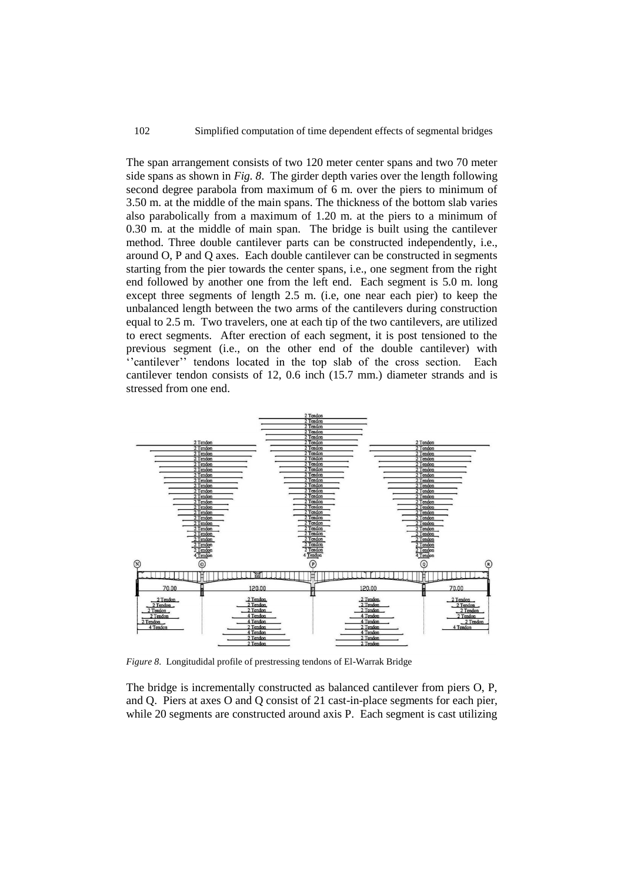The span arrangement consists of two 120 meter center spans and two 70 meter side spans as shown in *Fig. 8*. The girder depth varies over the length following second degree parabola from maximum of 6 m. over the piers to minimum of 3.50 m. at the middle of the main spans. The thickness of the bottom slab varies also parabolically from a maximum of 1.20 m. at the piers to a minimum of 0.30 m. at the middle of main span. The bridge is built using the cantilever method. Three double cantilever parts can be constructed independently, i.e., around O, P and Q axes. Each double cantilever can be constructed in segments starting from the pier towards the center spans, i.e., one segment from the right end followed by another one from the left end. Each segment is 5.0 m. long except three segments of length 2.5 m. (i.e, one near each pier) to keep the unbalanced length between the two arms of the cantilevers during construction equal to 2.5 m. Two travelers, one at each tip of the two cantilevers, are utilized to erect segments. After erection of each segment, it is post tensioned to the previous segment (i.e., on the other end of the double cantilever) with ''cantilever'' tendons located in the top slab of the cross section. Each cantilever tendon consists of 12, 0.6 inch (15.7 mm.) diameter strands and is stressed from one end.

*Figure 8.* Longitudidal profile of prestressing tendons of El-Warrak Bridge

The bridge is incrementally constructed as balanced cantilever from piers O, P, and Q. Piers at axes O and Q consist of 21 cast-in-place segments for each pier, while 20 segments are constructed around axis P. Each segment is cast utilizing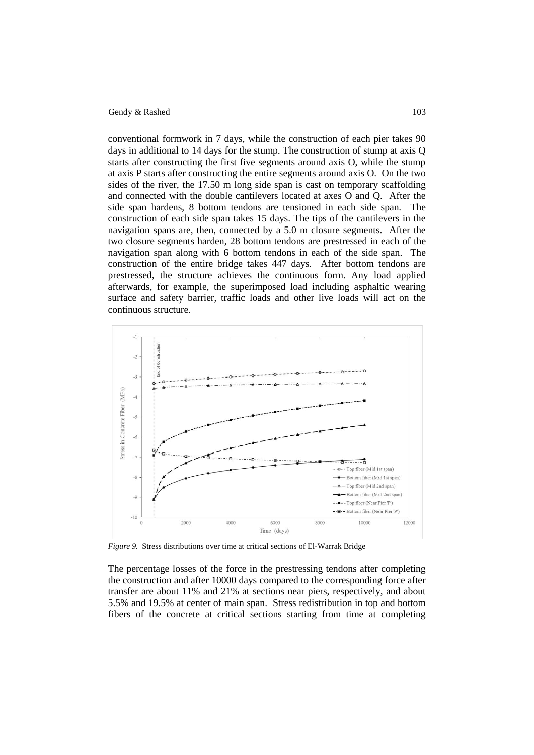conventional formwork in 7 days, while the construction of each pier takes 90 days in additional to 14 days for the stump. The construction of stump at axis Q starts after constructing the first five segments around axis O, while the stump at axis P starts after constructing the entire segments around axis O. On the two sides of the river, the 17.50 m long side span is cast on temporary scaffolding and connected with the double cantilevers located at axes O and Q. After the side span hardens, 8 bottom tendons are tensioned in each side span. The construction of each side span takes 15 days. The tips of the cantilevers in the navigation spans are, then, connected by a 5.0 m closure segments. After the two closure segments harden, 28 bottom tendons are prestressed in each of the navigation span along with 6 bottom tendons in each of the side span. The construction of the entire bridge takes 447 days. After bottom tendons are prestressed, the structure achieves the continuous form. Any load applied afterwards, for example, the superimposed load including asphaltic wearing surface and safety barrier, traffic loads and other live loads will act on the continuous structure.

*Figure 9.* Stress distributions over time at critical sections of El-Warrak Bridge

The percentage losses of the force in the prestressing tendons after completing the construction and after 10000 days compared to the corresponding force after transfer are about 11% and 21% at sections near piers, respectively, and about 5.5% and 19.5% at center of main span. Stress redistribution in top and bottom fibers of the concrete at critical sections starting from time at completing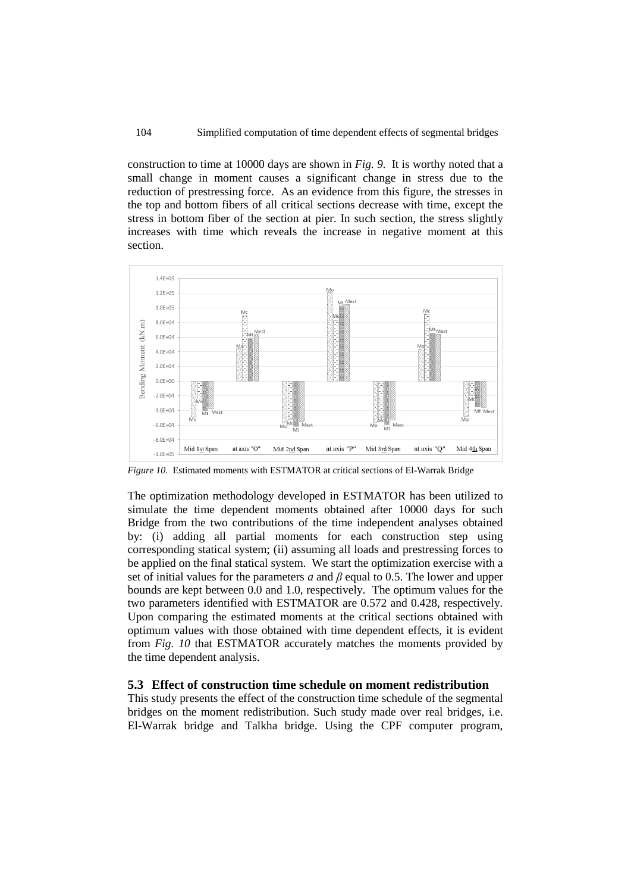construction to time at 10000 days are shown in *Fig. 9*. It is worthy noted that a small change in moment causes a significant change in stress due to the reduction of prestressing force. As an evidence from this figure, the stresses in the top and bottom fibers of all critical sections decrease with time, except the stress in bottom fiber of the section at pier. In such section, the stress slightly increases with time which reveals the increase in negative moment at this section.

*Figure 10.* Estimated moments with ESTMATOR at critical sections of El-Warrak Bridge

The optimization methodology developed in ESTMATOR has been utilized to simulate the time dependent moments obtained after 10000 days for such Bridge from the two contributions of the time independent analyses obtained by: (i) adding all partial moments for each construction step using corresponding statical system; (ii) assuming all loads and prestressing forces to be applied on the final statical system. We start the optimization exercise with a set of initial values for the parameters *a* and *β* equal to 0.5. The lower and upper bounds are kept between 0.0 and 1.0, respectively. The optimum values for the two parameters identified with ESTMATOR are 0.572 and 0.428, respectively. Upon comparing the estimated moments at the critical sections obtained with optimum values with those obtained with time dependent effects, it is evident from *Fig. 10* that ESTMATOR accurately matches the moments provided by the time dependent analysis.

### 5.3 Effect of construction time schedule on moment redistribution

This study presents the effect of the construction time schedule of the segmental bridges on the moment redistribution. Such study made over real bridges, i.e. El-Warrak bridge and Talkha bridge. Using the CPF computer program,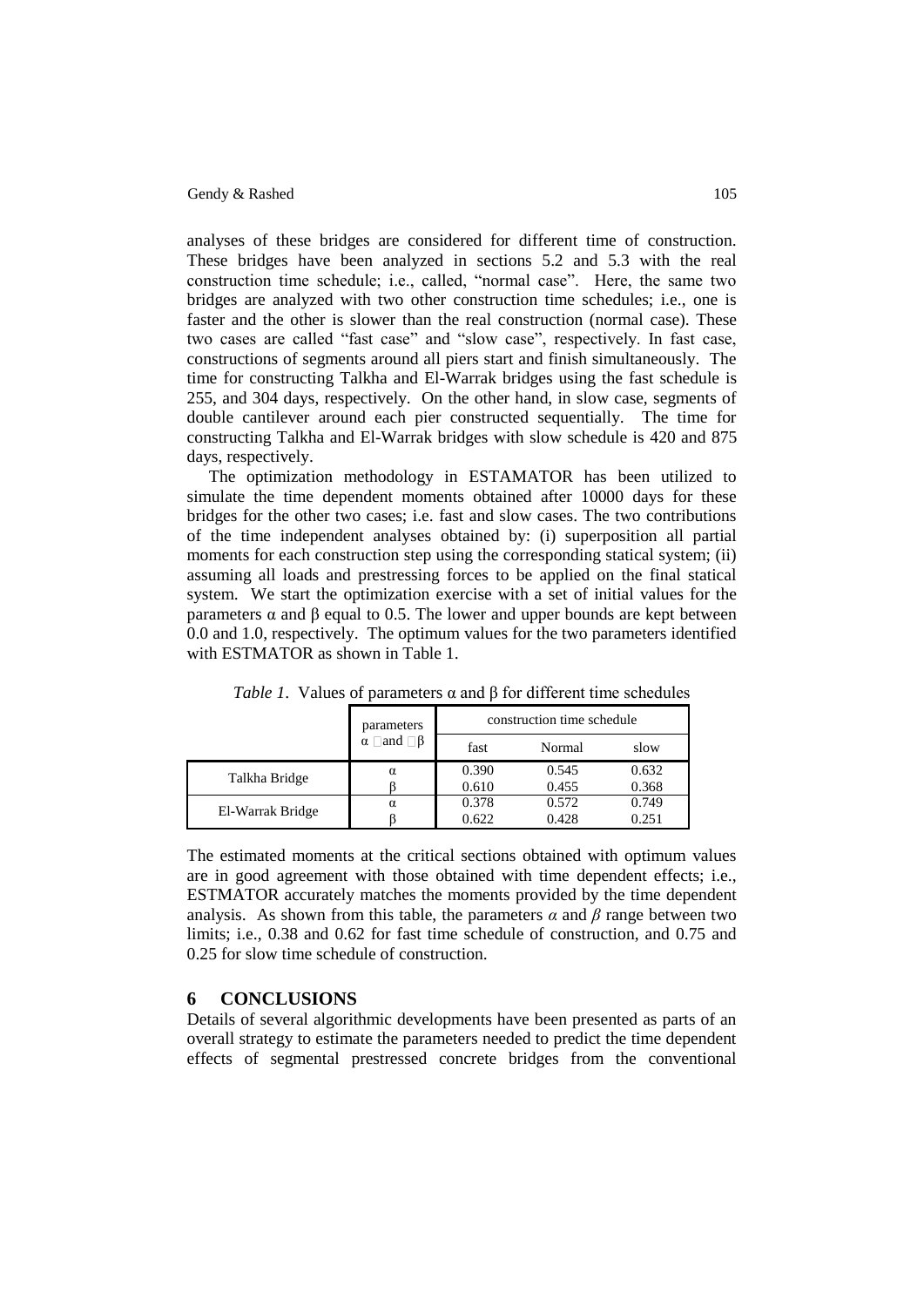analyses of these bridges are considered for different time of construction. These bridges have been analyzed in sections 5.2 and 5.3 with the real construction time schedule; i.e., called, "normal case". Here, the same two bridges are analyzed with two other construction time schedules; i.e., one is faster and the other is slower than the real construction (normal case). These two cases are called "fast case" and "slow case", respectively. In fast case, constructions of segments around all piers start and finish simultaneously. The time for constructing Talkha and El-Warrak bridges using the fast schedule is 255, and 304 days, respectively. On the other hand, in slow case, segments of double cantilever around each pier constructed sequentially. The time for constructing Talkha and El-Warrak bridges with slow schedule is 420 and 875 days, respectively.

The optimization methodology in ESTAMATOR has been utilized to simulate the time dependent moments obtained after 10000 days for these bridges for the other two cases; i.e. fast and slow cases. The two contributions of the time independent analyses obtained by: (i) superposition all partial moments for each construction step using the corresponding statical system; (ii) assuming all loads and prestressing forces to be applied on the final statical system. We start the optimization exercise with a set of initial values for the parameters α and β equal to 0.5. The lower and upper bounds are kept between 0.0 and 1.0, respectively. The optimum values for the two parameters identified with ESTMATOR as shown in Table 1.

*Table 1.* Values of parameters α and β for different time schedules

| | parameters α and β | construction time schedule | | |
|---|---|---|---|---|
| | | fast | Normal | slow |
| Talkha Bridge | α | 0.390 | 0.545 | 0.632 |
| | β | 0.610 | 0.455 | 0.368 |
| El-Warrak Bridge | α | 0.378 | 0.572 | 0.749 |
| | β | 0.622 | 0.428 | 0.251 |

The estimated moments at the critical sections obtained with optimum values are in good agreement with those obtained with time dependent effects; i.e., ESTMATOR accurately matches the moments provided by the time dependent analysis. As shown from this table, the parameters $\alpha$ and $\beta$ range between two limits; i.e., 0.38 and 0.62 for fast time schedule of construction, and 0.75 and 0.25 for slow time schedule of construction.

## 6 CONCLUSIONS

Details of several algorithmic developments have been presented as parts of an overall strategy to estimate the parameters needed to predict the time dependent effects of segmental prestressed concrete bridges from the conventional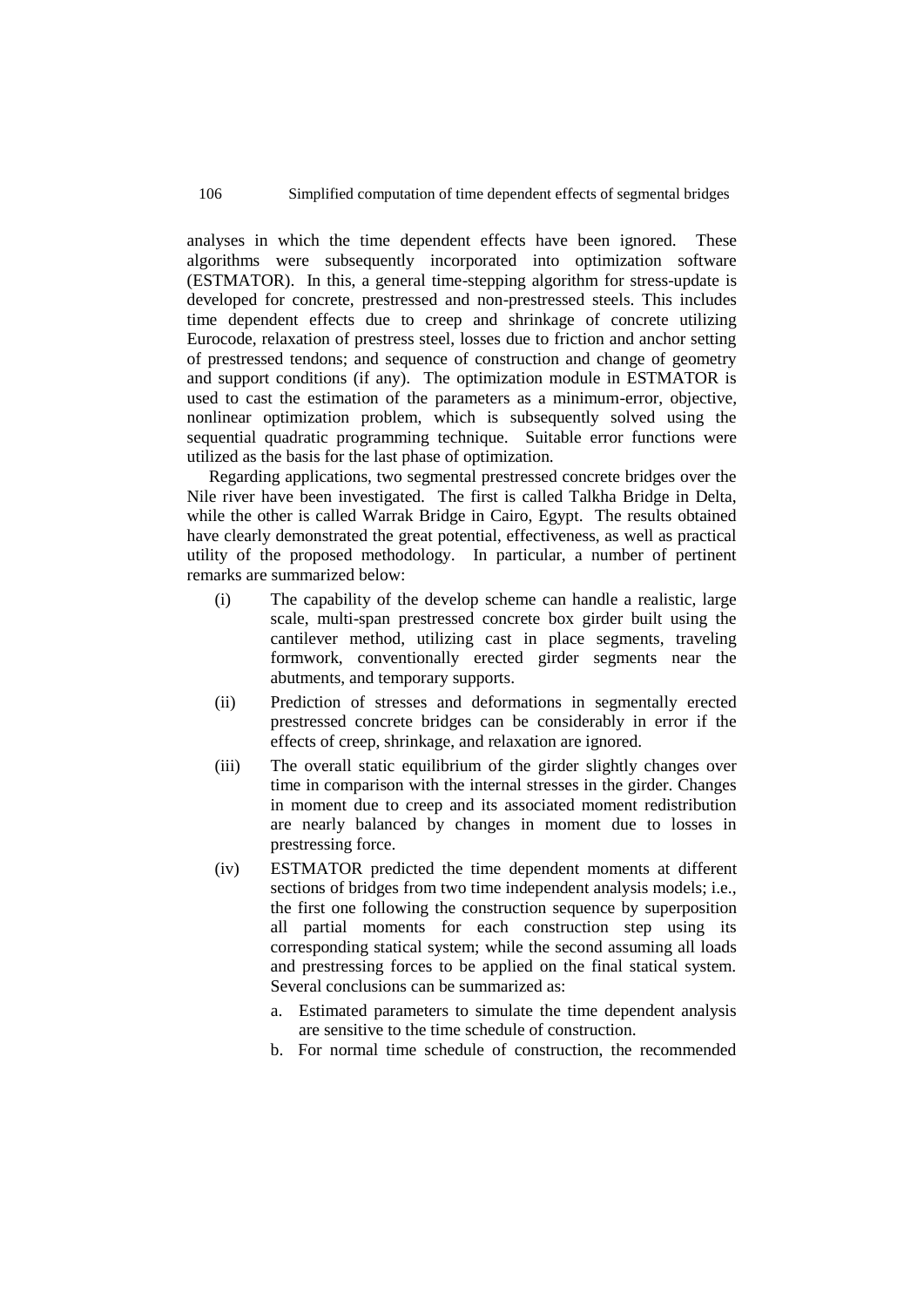analyses in which the time dependent effects have been ignored. These algorithms were subsequently incorporated into optimization software (ESTMATOR). In this, a general time-stepping algorithm for stress-update is developed for concrete, prestressed and non-prestressed steels. This includes time dependent effects due to creep and shrinkage of concrete utilizing Eurocode, relaxation of prestress steel, losses due to friction and anchor setting of prestressed tendons; and sequence of construction and change of geometry and support conditions (if any). The optimization module in ESTMATOR is used to cast the estimation of the parameters as a minimum-error, objective, nonlinear optimization problem, which is subsequently solved using the sequential quadratic programming technique. Suitable error functions were utilized as the basis for the last phase of optimization.

Regarding applications, two segmental prestressed concrete bridges over the Nile river have been investigated. The first is called Talkha Bridge in Delta, while the other is called Warrak Bridge in Cairo, Egypt. The results obtained have clearly demonstrated the great potential, effectiveness, as well as practical utility of the proposed methodology. In particular, a number of pertinent remarks are summarized below:

(i) The capability of the develop scheme can handle a realistic, large scale, multi-span prestressed concrete box girder built using the cantilever method, utilizing cast in place segments, traveling formwork, conventionally erected girder segments near the abutments, and temporary supports.

(ii) Prediction of stresses and deformations in segmentally erected prestressed concrete bridges can be considerably in error if the effects of creep, shrinkage, and relaxation are ignored.

(iii) The overall static equilibrium of the girder slightly changes over time in comparison with the internal stresses in the girder. Changes in moment due to creep and its associated moment redistribution are nearly balanced by changes in moment due to losses in prestressing force.

(iv) ESTMATOR predicted the time dependent moments at different sections of bridges from two time independent analysis models; i.e., the first one following the construction sequence by superposition all partial moments for each construction step using its corresponding statical system; while the second assuming all loads and prestressing forces to be applied on the final statical system. Several conclusions can be summarized as:

   a. Estimated parameters to simulate the time dependent analysis are sensitive to the time schedule of construction.

   b. For normal time schedule of construction, the recommended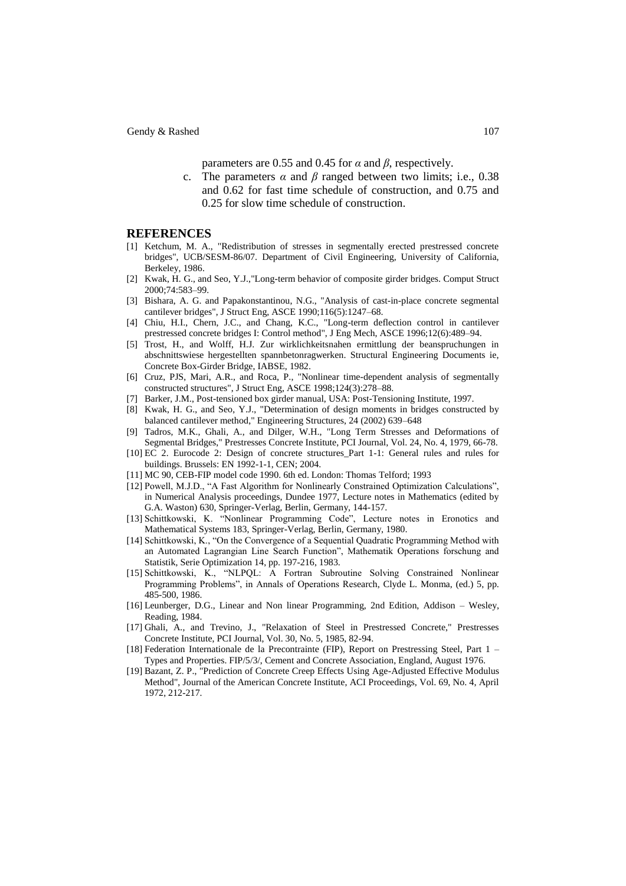parameters are 0.55 and 0.45 for $\alpha$ and $\beta$, respectively.

c. The parameters $\alpha$ and $\beta$ ranged between two limits; i.e., 0.38 and 0.62 for fast time schedule of construction, and 0.75 and 0.25 for slow time schedule of construction.

## REFERENCES

[1] Ketchum, M. A., "Redistribution of stresses in segmentally erected prestressed concrete bridges", UCB/SESM-86/07. Department of Civil Engineering, University of California, Berkeley, 1986.

[2] Kwak, H. G., and Seo, Y.J.,"Long-term behavior of composite girder bridges. Comput Struct 2000;74:583–99.

[3] Bishara, A. G. and Papakonstantinou, N.G., "Analysis of cast-in-place concrete segmental cantilever bridges", J Struct Eng, ASCE 1990;116(5):1247–68.

[4] Chiu, H.I., Chern, J.C., and Chang, K.C., "Long-term deflection control in cantilever prestressed concrete bridges I: Control method", J Eng Mech, ASCE 1996;12(6):489–94.

[5] Trost, H., and Wolff, H.J. Zur wirklichkeitsnahen ermittlung der beanspruchungen in abschnittswiese hergestellten spannbetonragwerken. Structural Engineering Documents ie, Concrete Box-Girder Bridge, IABSE, 1982.

[6] Cruz, PJS, Mari, A.R., and Roca, P., "Nonlinear time-dependent analysis of segmentally constructed structures", J Struct Eng, ASCE 1998;124(3):278–88.

[7] Barker, J.M., Post-tensioned box girder manual, USA: Post-Tensioning Institute, 1997.

[8] Kwak, H. G., and Seo, Y.J., "Determination of design moments in bridges constructed by balanced cantilever method," Engineering Structures, 24 (2002) 639–648

[9] Tadros, M.K., Ghali, A., and Dilger, W.H., "Long Term Stresses and Deformations of Segmental Bridges," Prestresses Concrete Institute, PCI Journal, Vol. 24, No. 4, 1979, 66-78.

[10] EC 2. Eurocode 2: Design of concrete structures_Part 1-1: General rules and rules for buildings. Brussels: EN 1992-1-1, CEN; 2004.

[11] MC 90, CEB-FIP model code 1990. 6th ed. London: Thomas Telford; 1993

[12] Powell, M.J.D., "A Fast Algorithm for Nonlinearly Constrained Optimization Calculations", in Numerical Analysis proceedings, Dundee 1977, Lecture notes in Mathematics (edited by G.A. Waston) 630, Springer-Verlag, Berlin, Germany, 144-157.

[13] Schittkowski, K. "Nonlinear Programming Code", Lecture notes in Eronotics and Mathematical Systems 183, Springer-Verlag, Berlin, Germany, 1980.

[14] Schittkowski, K., "On the Convergence of a Sequential Quadratic Programming Method with an Automated Lagrangian Line Search Function", Mathematik Operations forschung and Statistik, Serie Optimization 14, pp. 197-216, 1983.

[15] Schittkowski, K., "NLPQL: A Fortran Subroutine Solving Constrained Nonlinear Programming Problems", in Annals of Operations Research, Clyde L. Monma, (ed.) 5, pp. 485-500, 1986.

[16] Leunberger, D.G., Linear and Non linear Programming, 2nd Edition, Addison – Wesley, Reading, 1984.

[17] Ghali, A., and Trevino, J., "Relaxation of Steel in Prestressed Concrete," Prestresses Concrete Institute, PCI Journal, Vol. 30, No. 5, 1985, 82-94.

[18] Federation Internationale de la Precontrainte (FIP), Report on Prestressing Steel, Part 1 – Types and Properties. FIP/5/3/, Cement and Concrete Association, England, August 1976.

[19] Bazant, Z. P., "Prediction of Concrete Creep Effects Using Age-Adjusted Effective Modulus Method", Journal of the American Concrete Institute, ACI Proceedings, Vol. 69, No. 4, April 1972, 212-217.